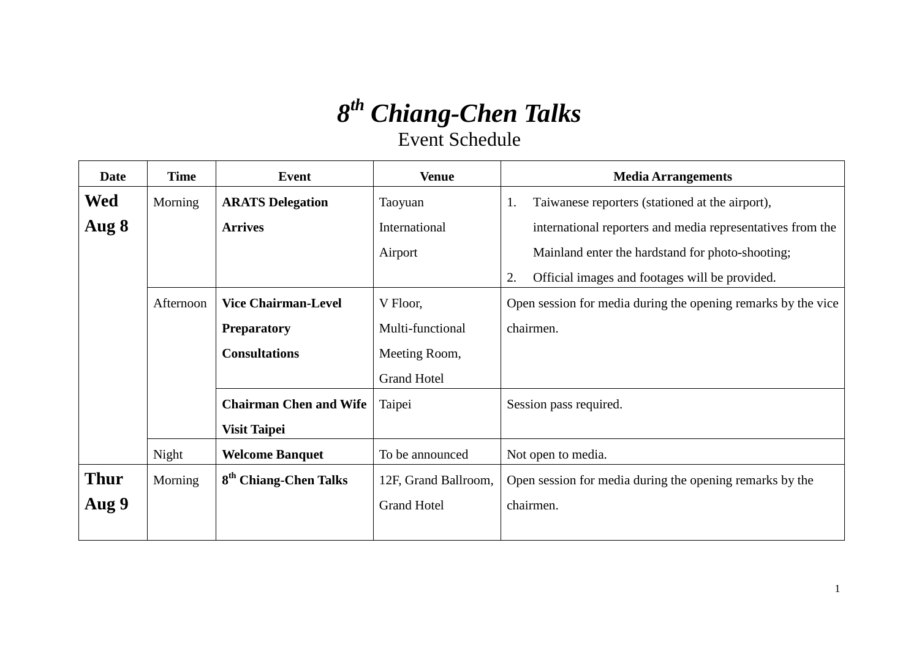# *8th Chiang-Chen Talks*

## Event Schedule

| Date | Time | Event | Venue | Media Arrangements |
|---|---|---|---|---|
| **Wed Aug 8** | Morning | **ARATS Delegation Arrives** | Taoyuan International Airport | 1. Taiwanese reporters (stationed at the airport), international reporters and media representatives from the Mainland enter the hardstand for photo-shooting; 2. Official images and footages will be provided. |
| | Afternoon | **Vice Chairman-Level Preparatory Consultations** | V Floor, Multi-functional Meeting Room, Grand Hotel | Open session for media during the opening remarks by the vice chairmen. |
| | | **Chairman Chen and Wife Visit Taipei** | Taipei | Session pass required. |
| | Night | **Welcome Banquet** | To be announced | Not open to media. |
| **Thur Aug 9** | Morning | **8th Chiang-Chen Talks** | 12F, Grand Ballroom, Grand Hotel | Open session for media during the opening remarks by the chairmen. |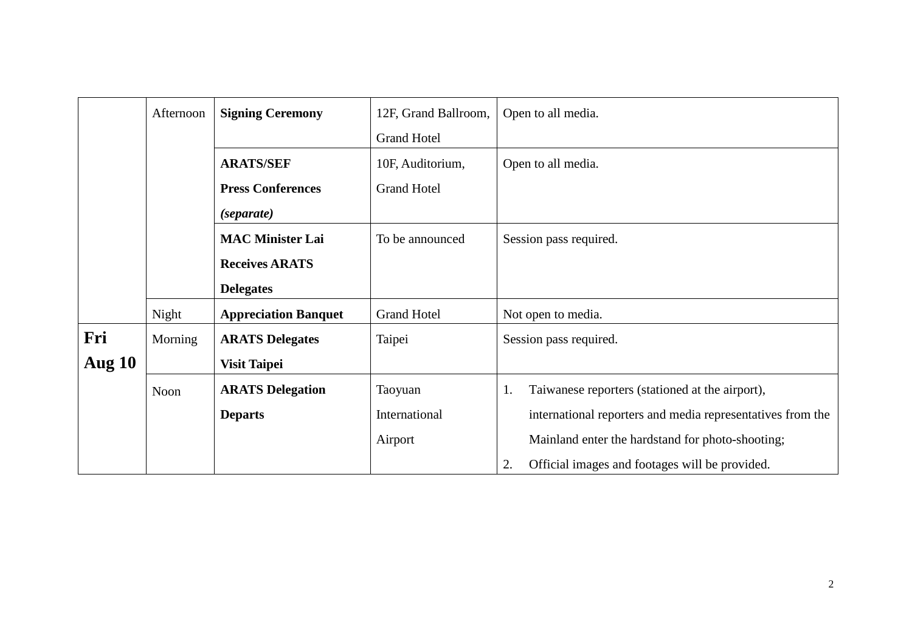| | | | | |
|---|---|---|---|---|
| | Afternoon | **Signing Ceremony** | 12F, Grand Ballroom, Grand Hotel | Open to all media. |
| | | **ARATS/SEF Press Conferences *(separate)*** | 10F, Auditorium, Grand Hotel | Open to all media. |
| | | **MAC Minister Lai Receives ARATS Delegates** | To be announced | Session pass required. |
| | Night | **Appreciation Banquet** | Grand Hotel | Not open to media. |
| **Fri Aug 10** | Morning | **ARATS Delegates Visit Taipei** | Taipei | Session pass required. |
| | Noon | **ARATS Delegation Departs** | Taoyuan International Airport | 1. Taiwanese reporters (stationed at the airport), international reporters and media representatives from the Mainland enter the hardstand for photo-shooting;<br>2. Official images and footages will be provided. |